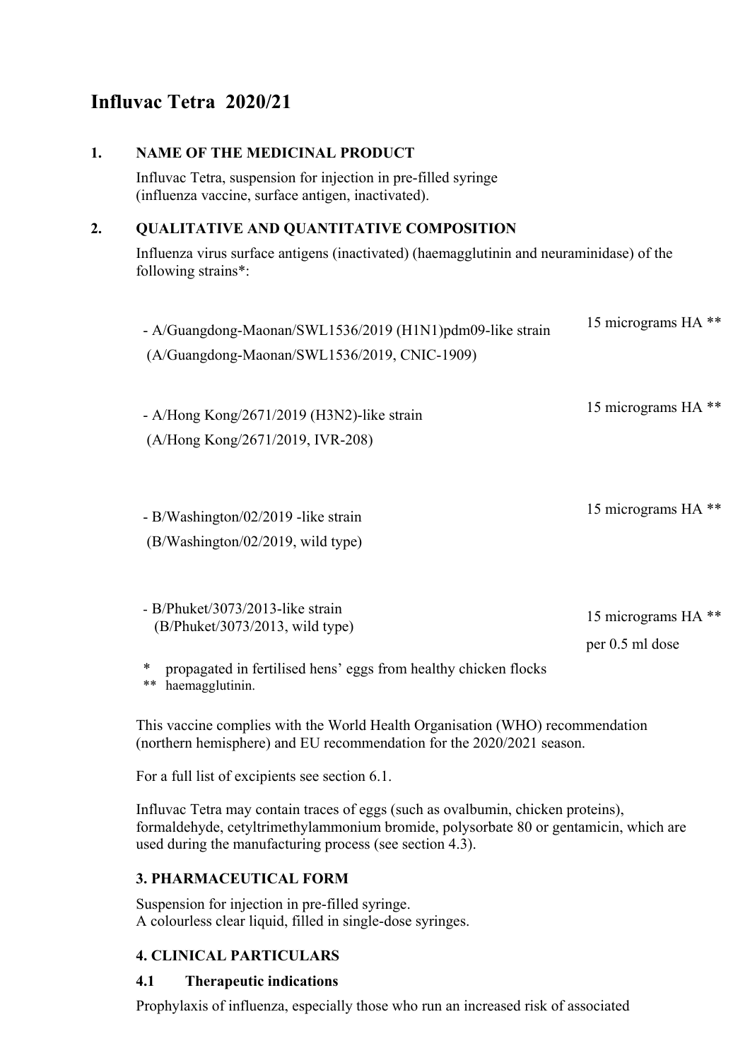# Influvac Tetra 2020/21

## 1. NAME OF THE MEDICINAL PRODUCT

Influvac Tetra, suspension for injection in pre-filled syringe
(influenza vaccine, surface antigen, inactivated).

## 2. QUALITATIVE AND QUANTITATIVE COMPOSITION

Influenza virus surface antigens (inactivated) (haemagglutinin and neuraminidase) of the following strains*:

| | |
|---|---|
| - A/Guangdong-Maonan/SWL1536/2019 (H1N1)pdm09-like strain (A/Guangdong-Maonan/SWL1536/2019, CNIC-1909) | 15 micrograms HA ** |
| - A/Hong Kong/2671/2019 (H3N2)-like strain (A/Hong Kong/2671/2019, IVR-208) | 15 micrograms HA ** |
| - B/Washington/02/2019 -like strain (B/Washington/02/2019, wild type) | 15 micrograms HA ** |
| - B/Phuket/3073/2013-like strain (B/Phuket/3073/2013, wild type) | 15 micrograms HA ** |
| | per 0.5 ml dose |

\* propagated in fertilised hens' eggs from healthy chicken flocks
\*\* haemagglutinin.

This vaccine complies with the World Health Organisation (WHO) recommendation (northern hemisphere) and EU recommendation for the 2020/2021 season.

For a full list of excipients see section 6.1.

Influvac Tetra may contain traces of eggs (such as ovalbumin, chicken proteins), formaldehyde, cetyltrimethylammonium bromide, polysorbate 80 or gentamicin, which are used during the manufacturing process (see section 4.3).

## 3. PHARMACEUTICAL FORM

Suspension for injection in pre-filled syringe.
A colourless clear liquid, filled in single-dose syringes.

## 4. CLINICAL PARTICULARS

### 4.1 Therapeutic indications

Prophylaxis of influenza, especially those who run an increased risk of associated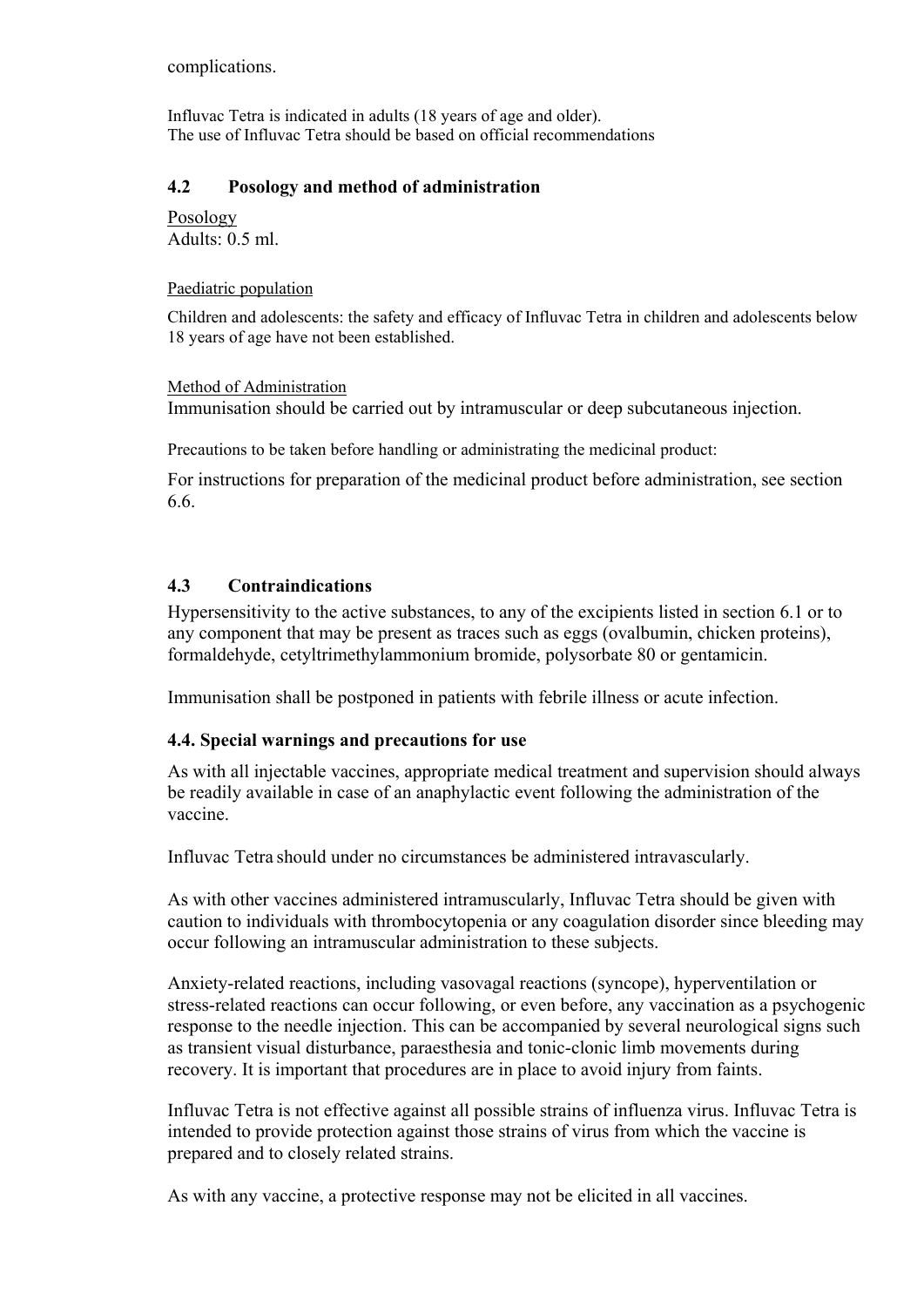complications.

Influvac Tetra is indicated in adults (18 years of age and older).
The use of Influvac Tetra should be based on official recommendations

## 4.2 Posology and method of administration

Posology
Adults: 0.5 ml.

Paediatric population

Children and adolescents: the safety and efficacy of Influvac Tetra in children and adolescents below 18 years of age have not been established.

Method of Administration
Immunisation should be carried out by intramuscular or deep subcutaneous injection.

Precautions to be taken before handling or administrating the medicinal product:

For instructions for preparation of the medicinal product before administration, see section 6.6.

## 4.3 Contraindications

Hypersensitivity to the active substances, to any of the excipients listed in section 6.1 or to any component that may be present as traces such as eggs (ovalbumin, chicken proteins), formaldehyde, cetyltrimethylammonium bromide, polysorbate 80 or gentamicin.

Immunisation shall be postponed in patients with febrile illness or acute infection.

## 4.4. Special warnings and precautions for use

As with all injectable vaccines, appropriate medical treatment and supervision should always be readily available in case of an anaphylactic event following the administration of the vaccine.

Influvac Tetra should under no circumstances be administered intravascularly.

As with other vaccines administered intramuscularly, Influvac Tetra should be given with caution to individuals with thrombocytopenia or any coagulation disorder since bleeding may occur following an intramuscular administration to these subjects.

Anxiety-related reactions, including vasovagal reactions (syncope), hyperventilation or stress-related reactions can occur following, or even before, any vaccination as a psychogenic response to the needle injection. This can be accompanied by several neurological signs such as transient visual disturbance, paraesthesia and tonic-clonic limb movements during recovery. It is important that procedures are in place to avoid injury from faints.

Influvac Tetra is not effective against all possible strains of influenza virus. Influvac Tetra is intended to provide protection against those strains of virus from which the vaccine is prepared and to closely related strains.

As with any vaccine, a protective response may not be elicited in all vaccines.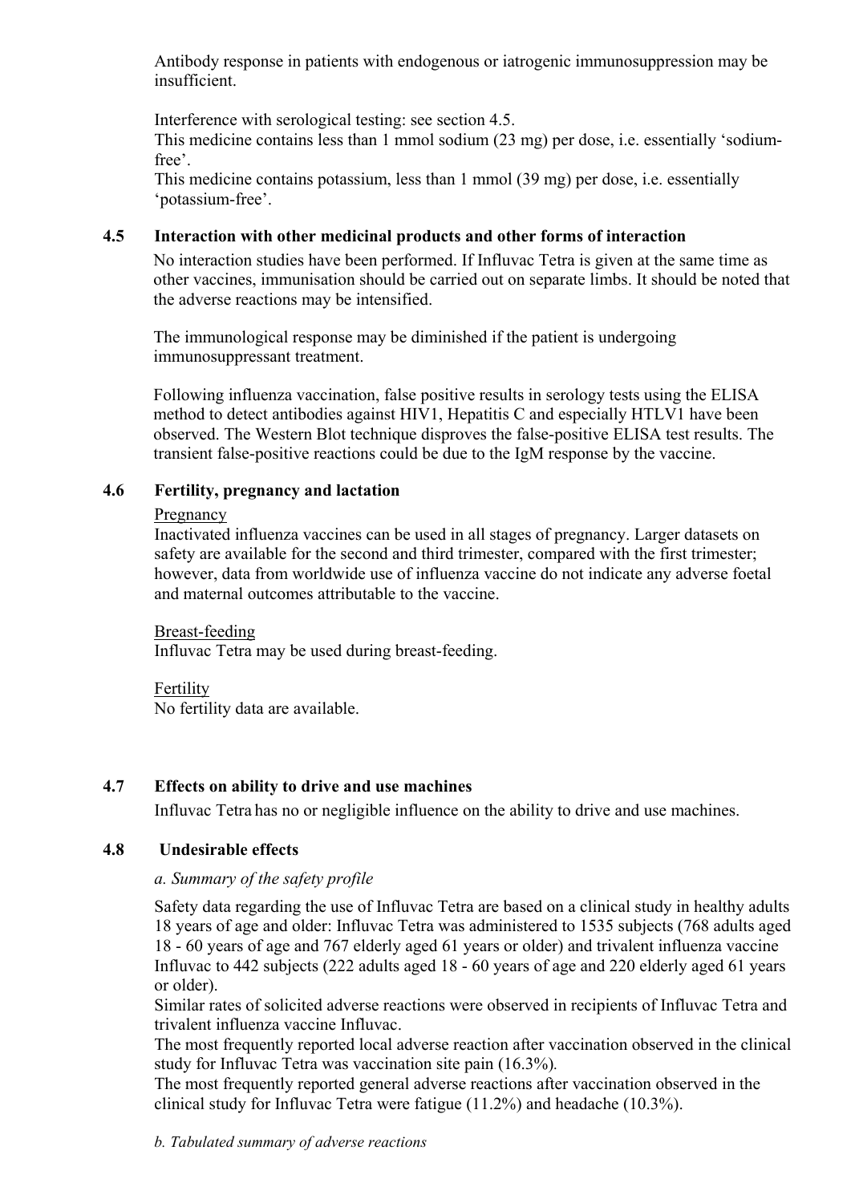Antibody response in patients with endogenous or iatrogenic immunosuppression may be insufficient.

Interference with serological testing: see section 4.5.
This medicine contains less than 1 mmol sodium (23 mg) per dose, i.e. essentially 'sodium-free'.
This medicine contains potassium, less than 1 mmol (39 mg) per dose, i.e. essentially 'potassium-free'.

### 4.5 Interaction with other medicinal products and other forms of interaction

No interaction studies have been performed. If Influvac Tetra is given at the same time as other vaccines, immunisation should be carried out on separate limbs. It should be noted that the adverse reactions may be intensified.

The immunological response may be diminished if the patient is undergoing immunosuppressant treatment.

Following influenza vaccination, false positive results in serology tests using the ELISA method to detect antibodies against HIV1, Hepatitis C and especially HTLV1 have been observed. The Western Blot technique disproves the false-positive ELISA test results. The transient false-positive reactions could be due to the IgM response by the vaccine.

### 4.6 Fertility, pregnancy and lactation

Pregnancy
Inactivated influenza vaccines can be used in all stages of pregnancy. Larger datasets on safety are available for the second and third trimester, compared with the first trimester; however, data from worldwide use of influenza vaccine do not indicate any adverse foetal and maternal outcomes attributable to the vaccine.

Breast-feeding
Influvac Tetra may be used during breast-feeding.

Fertility
No fertility data are available.

### 4.7 Effects on ability to drive and use machines

Influvac Tetra has no or negligible influence on the ability to drive and use machines.

### 4.8 Undesirable effects

*a. Summary of the safety profile*

Safety data regarding the use of Influvac Tetra are based on a clinical study in healthy adults 18 years of age and older: Influvac Tetra was administered to 1535 subjects (768 adults aged 18 - 60 years of age and 767 elderly aged 61 years or older) and trivalent influenza vaccine Influvac to 442 subjects (222 adults aged 18 - 60 years of age and 220 elderly aged 61 years or older).
Similar rates of solicited adverse reactions were observed in recipients of Influvac Tetra and trivalent influenza vaccine Influvac.
The most frequently reported local adverse reaction after vaccination observed in the clinical study for Influvac Tetra was vaccination site pain (16.3%).
The most frequently reported general adverse reactions after vaccination observed in the clinical study for Influvac Tetra were fatigue (11.2%) and headache (10.3%).

*b. Tabulated summary of adverse reactions*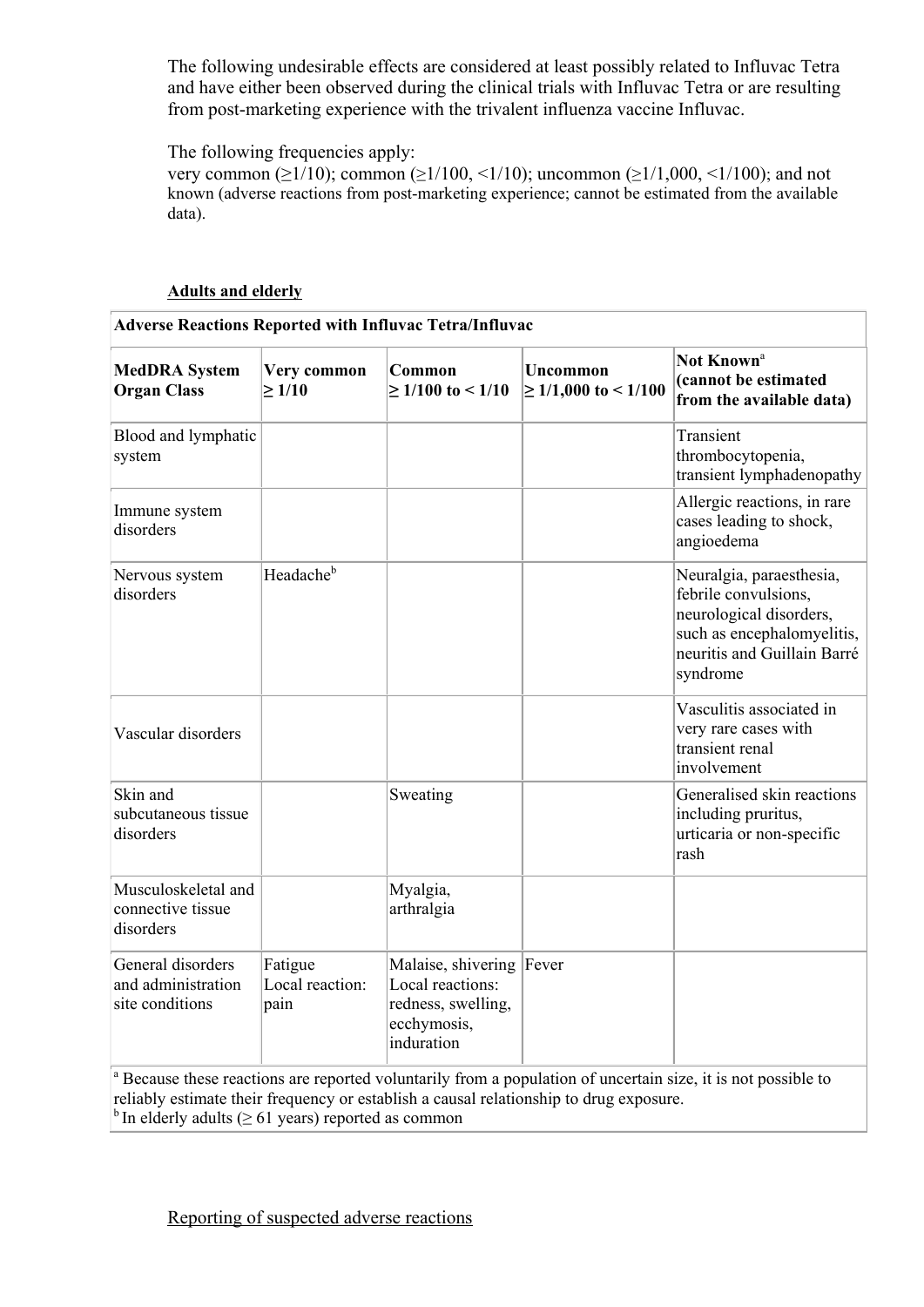The following undesirable effects are considered at least possibly related to Influvac Tetra and have either been observed during the clinical trials with Influvac Tetra or are resulting from post-marketing experience with the trivalent influenza vaccine Influvac.

The following frequencies apply:
very common (≥1/10); common (≥1/100, <1/10); uncommon (≥1/1,000, <1/100); and not known (adverse reactions from post-marketing experience; cannot be estimated from the available data).

**Adults and elderly**

| **Adverse Reactions Reported with Influvac Tetra/Influvac** | | | | |
|---|---|---|---|---|
| **MedDRA System Organ Class** | **Very common ≥ 1/10** | **Common ≥ 1/100 to < 1/10** | **Uncommon ≥ 1/1,000 to < 1/100** | **Not Known[a] (cannot be estimated from the available data)** |
| Blood and lymphatic system | | | | Transient thrombocytopenia, transient lymphadenopathy |
| Immune system disorders | | | | Allergic reactions, in rare cases leading to shock, angioedema |
| Nervous system disorders | Headache[b] | | | Neuralgia, paraesthesia, febrile convulsions, neurological disorders, such as encephalomyelitis, neuritis and Guillain Barré syndrome |
| Vascular disorders | | | | Vasculitis associated in very rare cases with transient renal involvement |
| Skin and subcutaneous tissue disorders | | Sweating | | Generalised skin reactions including pruritus, urticaria or non-specific rash |
| Musculoskeletal and connective tissue disorders | | Myalgia, arthralgia | | |
| General disorders and administration site conditions | Fatigue<br>Local reaction: pain | Malaise, shivering<br>Local reactions: redness, swelling, ecchymosis, induration | Fever | |

[a] Because these reactions are reported voluntarily from a population of uncertain size, it is not possible to reliably estimate their frequency or establish a causal relationship to drug exposure.
[b] In elderly adults (≥ 61 years) reported as common

Reporting of suspected adverse reactions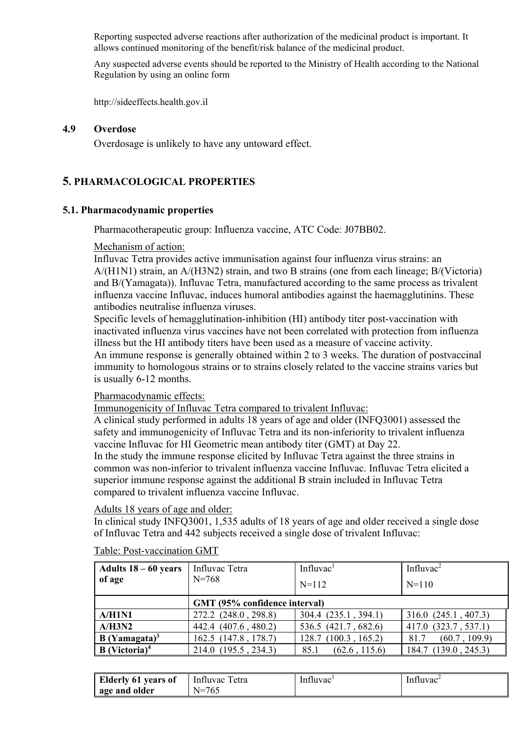Reporting suspected adverse reactions after authorization of the medicinal product is important. It allows continued monitoring of the benefit/risk balance of the medicinal product.

Any suspected adverse events should be reported to the Ministry of Health according to the National Regulation by using an online form

http://sideeffects.health.gov.il

### 4.9 Overdose

Overdosage is unlikely to have any untoward effect.

## 5. PHARMACOLOGICAL PROPERTIES

### 5.1. Pharmacodynamic properties

Pharmacotherapeutic group: Influenza vaccine, ATC Code: J07BB02.

Mechanism of action:
Influvac Tetra provides active immunisation against four influenza virus strains: an A/(H1N1) strain, an A/(H3N2) strain, and two B strains (one from each lineage; B/(Victoria) and B/(Yamagata)). Influvac Tetra, manufactured according to the same process as trivalent influenza vaccine Influvac, induces humoral antibodies against the haemagglutinins. These antibodies neutralise influenza viruses.
Specific levels of hemagglutination-inhibition (HI) antibody titer post-vaccination with inactivated influenza virus vaccines have not been correlated with protection from influenza illness but the HI antibody titers have been used as a measure of vaccine activity.
An immune response is generally obtained within 2 to 3 weeks. The duration of postvaccinal immunity to homologous strains or to strains closely related to the vaccine strains varies but is usually 6-12 months.

Pharmacodynamic effects:
Immunogenicity of Influvac Tetra compared to trivalent Influvac:
A clinical study performed in adults 18 years of age and older (INFQ3001) assessed the safety and immunogenicity of Influvac Tetra and its non-inferiority to trivalent influenza vaccine Influvac for HI Geometric mean antibody titer (GMT) at Day 22.
In the study the immune response elicited by Influvac Tetra against the three strains in common was non-inferior to trivalent influenza vaccine Influvac. Influvac Tetra elicited a superior immune response against the additional B strain included in Influvac Tetra compared to trivalent influenza vaccine Influvac.

Adults 18 years of age and older:
In clinical study INFQ3001, 1,535 adults of 18 years of age and older received a single dose of Influvac Tetra and 442 subjects received a single dose of trivalent Influvac:

Table: Post-vaccination GMT

| **Adults 18 – 60 years of age** | Influvac Tetra N=768 | Influvac[1] N=112 | Influvac[2] N=110 |
|---|---|---|---|
| | **GMT (95% confidence interval)** | | |
| **A/H1N1** | 272.2 (248.0 , 298.8) | 304.4 (235.1 , 394.1) | 316.0 (245.1 , 407.3) |
| **A/H3N2** | 442.4 (407.6 , 480.2) | 536.5 (421.7 , 682.6) | 417.0 (323.7 , 537.1) |
| **B (Yamagata)[3]** | 162.5 (147.8 , 178.7) | 128.7 (100.3 , 165.2) | 81.7 (60.7 , 109.9) |
| **B (Victoria)[4]** | 214.0 (195.5 , 234.3) | 85.1 (62.6 , 115.6) | 184.7 (139.0 , 245.3) |

| **Elderly 61 years of age and older** | Influvac Tetra N=765 | Influvac[1] | Influvac[2] |
|---|---|---|---|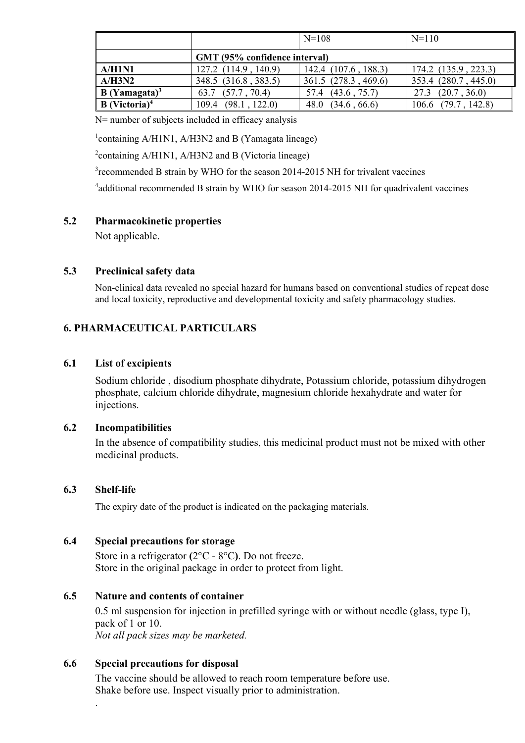| | | N=108 | N=110 |
|---|---|---|---|
| | GMT (95% confidence interval) | | |
| **A/H1N1** | 127.2 (114.9 , 140.9) | 142.4 (107.6 , 188.3) | 174.2 (135.9 , 223.3) |
| **A/H3N2** | 348.5 (316.8 , 383.5) | 361.5 (278.3 , 469.6) | 353.4 (280.7 , 445.0) |
| **B (Yamagata)[3]** | 63.7 (57.7 , 70.4) | 57.4 (43.6 , 75.7) | 27.3 (20.7 , 36.0) |
| **B (Victoria)[4]** | 109.4 (98.1 , 122.0) | 48.0 (34.6 , 66.6) | 106.6 (79.7 , 142.8) |

N= number of subjects included in efficacy analysis

[1]containing A/H1N1, A/H3N2 and B (Yamagata lineage)

[2]containing A/H1N1, A/H3N2 and B (Victoria lineage)

[3]recommended B strain by WHO for the season 2014-2015 NH for trivalent vaccines

[4]additional recommended B strain by WHO for season 2014-2015 NH for quadrivalent vaccines

### 5.2 Pharmacokinetic properties

Not applicable.

### 5.3 Preclinical safety data

Non-clinical data revealed no special hazard for humans based on conventional studies of repeat dose and local toxicity, reproductive and developmental toxicity and safety pharmacology studies.

## 6. PHARMACEUTICAL PARTICULARS

### 6.1 List of excipients

Sodium chloride , disodium phosphate dihydrate, Potassium chloride, potassium dihydrogen phosphate, calcium chloride dihydrate, magnesium chloride hexahydrate and water for injections.

### 6.2 Incompatibilities

In the absence of compatibility studies, this medicinal product must not be mixed with other medicinal products.

### 6.3 Shelf-life

The expiry date of the product is indicated on the packaging materials.

### 6.4 Special precautions for storage

Store in a refrigerator **(**2°C - 8°C**)**. Do not freeze.
Store in the original package in order to protect from light.

### 6.5 Nature and contents of container

0.5 ml suspension for injection in prefilled syringe with or without needle (glass, type I), pack of 1 or 10.
*Not all pack sizes may be marketed.*

### 6.6 Special precautions for disposal

The vaccine should be allowed to reach room temperature before use.
Shake before use. Inspect visually prior to administration.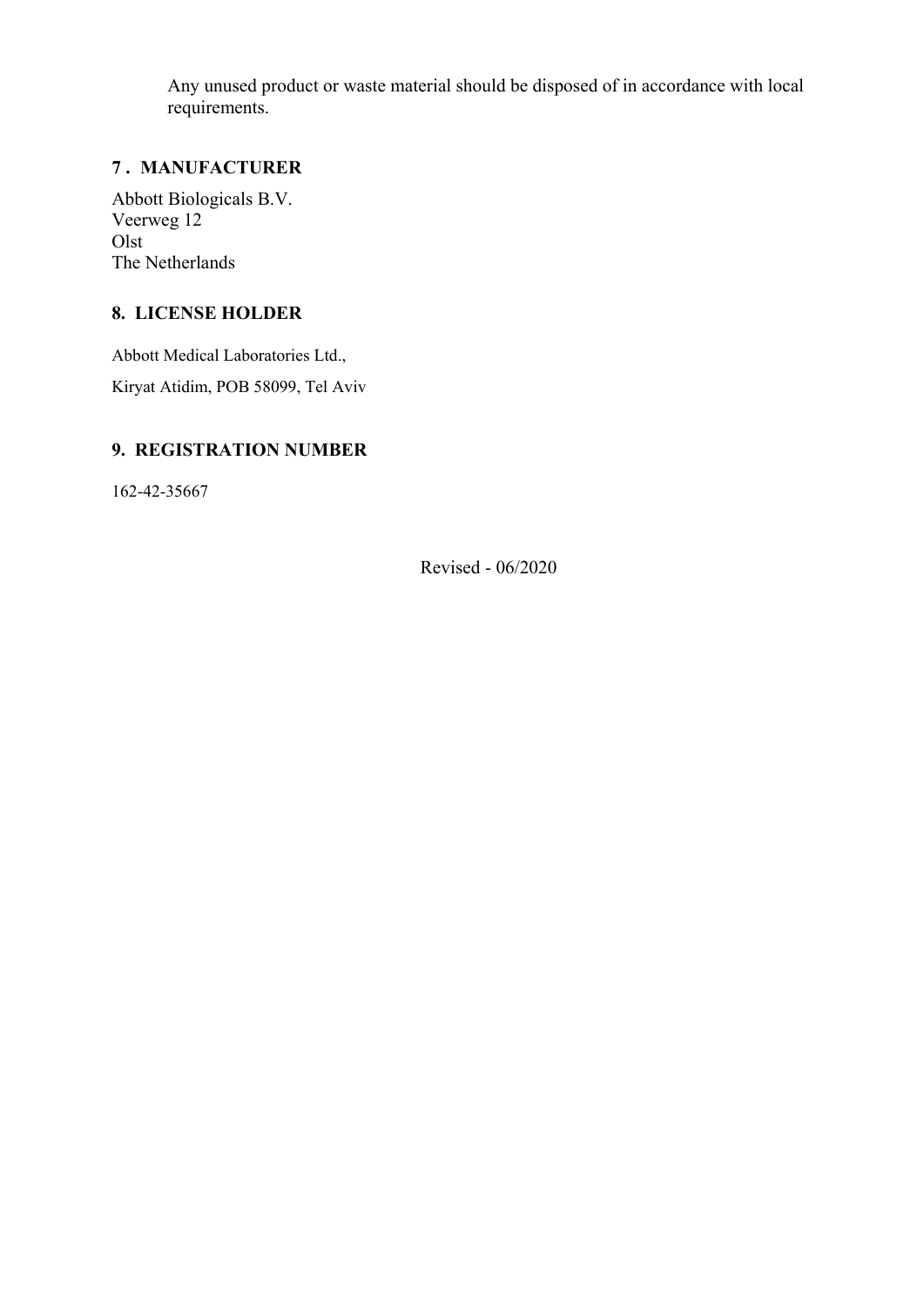Any unused product or waste material should be disposed of in accordance with local requirements.

## 7 . MANUFACTURER

Abbott Biologicals B.V.
Veerweg 12
Olst
The Netherlands

## 8. LICENSE HOLDER

Abbott Medical Laboratories Ltd.,

Kiryat Atidim, POB 58099, Tel Aviv

## 9. REGISTRATION NUMBER

162-42-35667

Revised - 06/2020